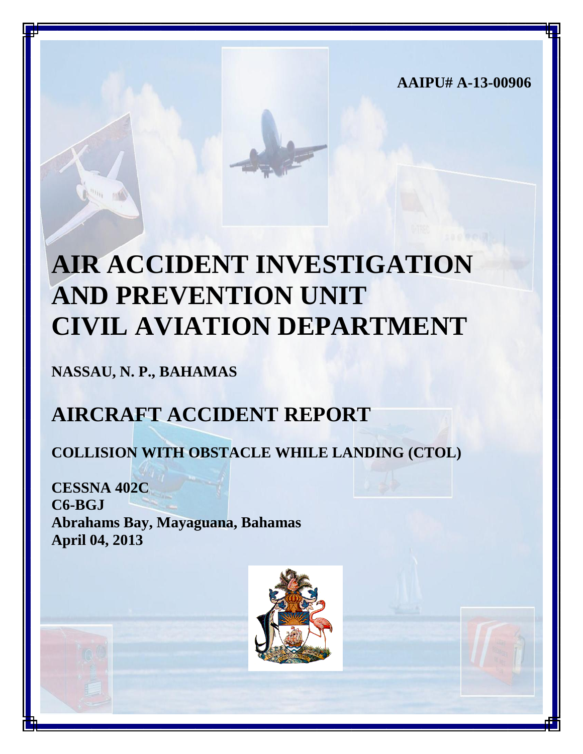AAIPU# A-13-00906

# AIR ACCIDENT INVESTIGATION AND PREVENTION UNIT CIVIL AVIATION DEPARTMENT

**NASSAU, N. P., BAHAMAS**

## AIRCRAFT ACCIDENT REPORT

**COLLISION WITH OBSTACLE WHILE LANDING (CTOL)**

**CESSNA 402C**
**C6-BGJ**
**Abrahams Bay, Mayaguana, Bahamas**
**April 04, 2013**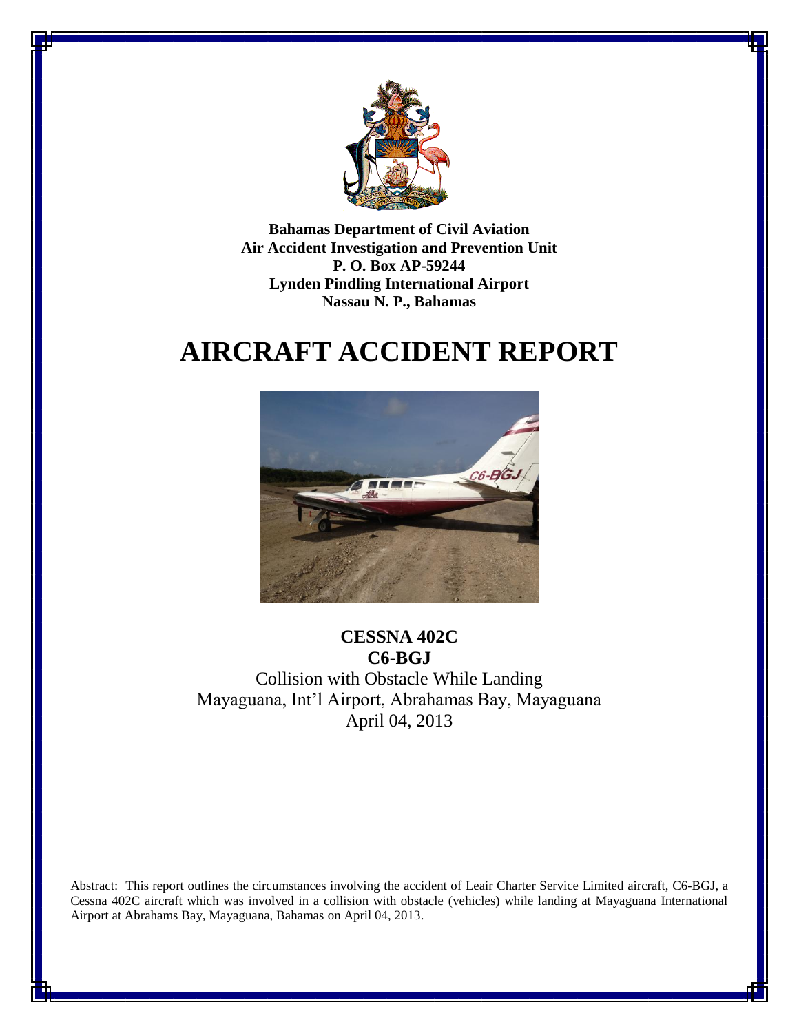Bahamas Department of Civil Aviation
Air Accident Investigation and Prevention Unit
P. O. Box AP-59244
Lynden Pindling International Airport
Nassau N. P., Bahamas

# AIRCRAFT ACCIDENT REPORT

**CESSNA 402C**
**C6-BGJ**
Collision with Obstacle While Landing
Mayaguana, Int'l Airport, Abrahamas Bay, Mayaguana
April 04, 2013

Abstract: This report outlines the circumstances involving the accident of Leair Charter Service Limited aircraft, C6-BGJ, a Cessna 402C aircraft which was involved in a collision with obstacle (vehicles) while landing at Mayaguana International Airport at Abrahams Bay, Mayaguana, Bahamas on April 04, 2013.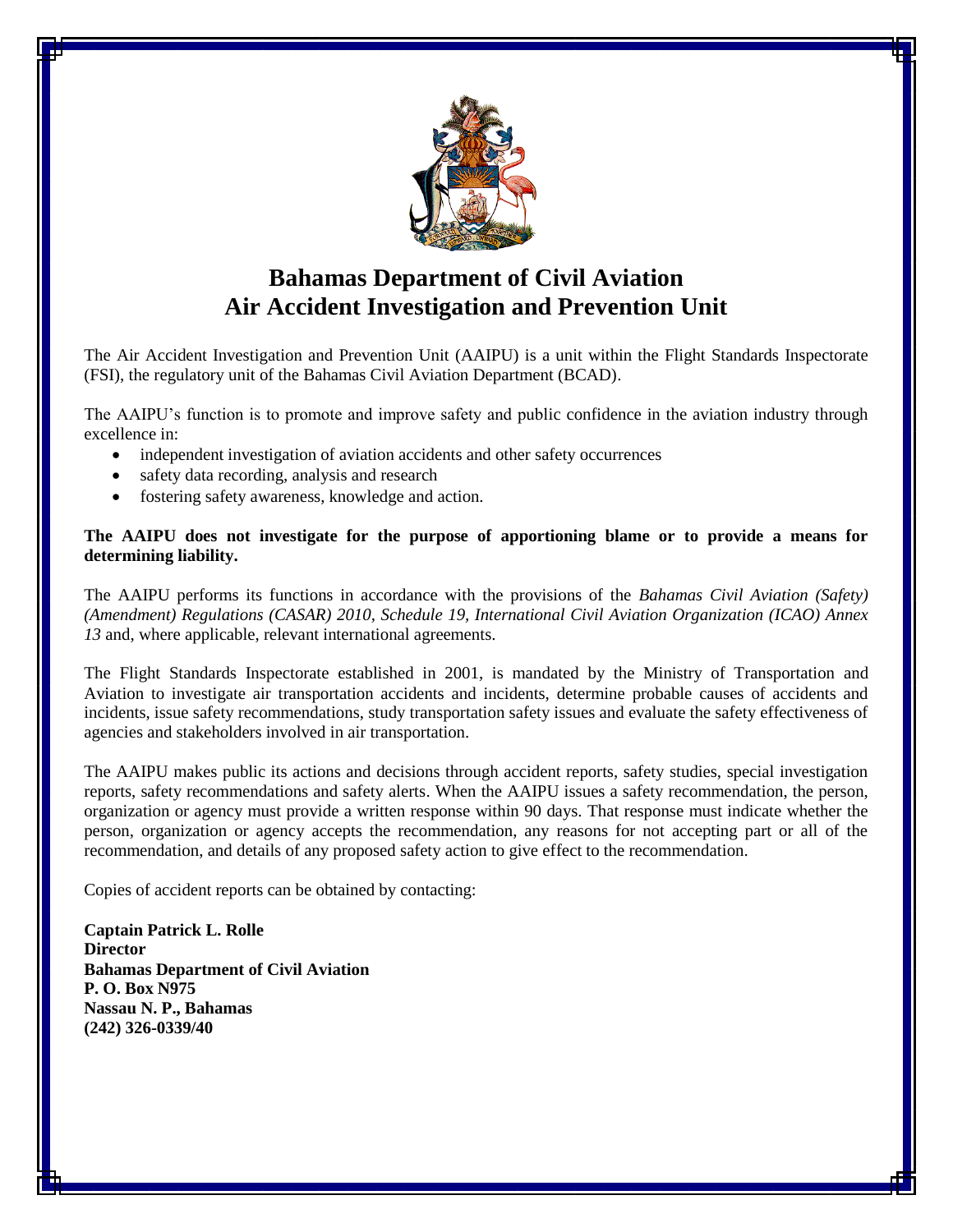# Bahamas Department of Civil Aviation
# Air Accident Investigation and Prevention Unit

The Air Accident Investigation and Prevention Unit (AAIPU) is a unit within the Flight Standards Inspectorate (FSI), the regulatory unit of the Bahamas Civil Aviation Department (BCAD).

The AAIPU's function is to promote and improve safety and public confidence in the aviation industry through excellence in:

- independent investigation of aviation accidents and other safety occurrences
- safety data recording, analysis and research
- fostering safety awareness, knowledge and action.

**The AAIPU does not investigate for the purpose of apportioning blame or to provide a means for determining liability.**

The AAIPU performs its functions in accordance with the provisions of the *Bahamas Civil Aviation (Safety) (Amendment) Regulations (CASAR) 2010, Schedule 19, International Civil Aviation Organization (ICAO) Annex 13* and, where applicable, relevant international agreements.

The Flight Standards Inspectorate established in 2001, is mandated by the Ministry of Transportation and Aviation to investigate air transportation accidents and incidents, determine probable causes of accidents and incidents, issue safety recommendations, study transportation safety issues and evaluate the safety effectiveness of agencies and stakeholders involved in air transportation.

The AAIPU makes public its actions and decisions through accident reports, safety studies, special investigation reports, safety recommendations and safety alerts. When the AAIPU issues a safety recommendation, the person, organization or agency must provide a written response within 90 days. That response must indicate whether the person, organization or agency accepts the recommendation, any reasons for not accepting part or all of the recommendation, and details of any proposed safety action to give effect to the recommendation.

Copies of accident reports can be obtained by contacting:

**Captain Patrick L. Rolle**
**Director**
**Bahamas Department of Civil Aviation**
**P. O. Box N975**
**Nassau N. P., Bahamas**
**(242) 326-0339/40**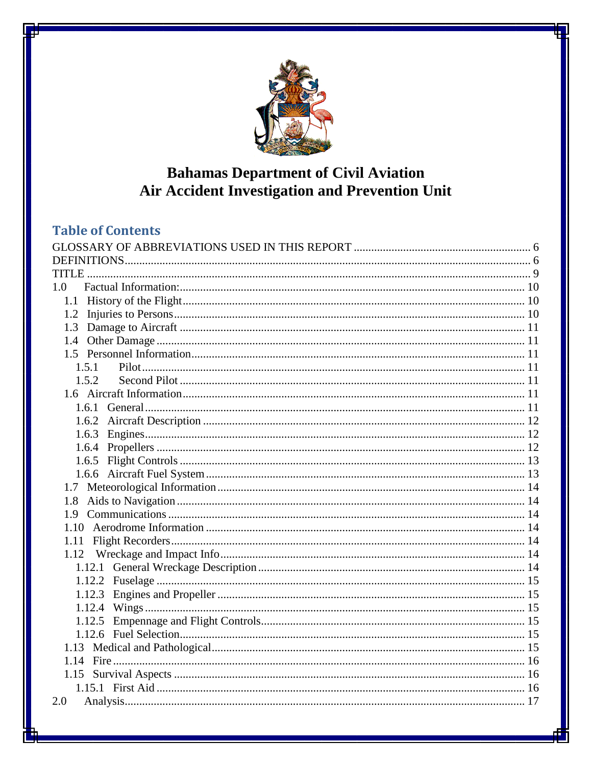# Bahamas Department of Civil Aviation
# Air Accident Investigation and Prevention Unit

## Table of Contents

GLOSSARY OF ABBREVIATIONS USED IN THIS REPORT ........ 6
DEFINITIONS ........ 6
TITLE ........ 9
1.0 Factual Information: ........ 10
- 1.1 History of the Flight ........ 10
- 1.2 Injuries to Persons ........ 10
- 1.3 Damage to Aircraft ........ 11
- 1.4 Other Damage ........ 11
- 1.5 Personnel Information ........ 11
  - 1.5.1 Pilot ........ 11
  - 1.5.2 Second Pilot ........ 11
- 1.6 Aircraft Information ........ 11
  - 1.6.1 General ........ 11
  - 1.6.2 Aircraft Description ........ 12
  - 1.6.3 Engines ........ 12
  - 1.6.4 Propellers ........ 12
  - 1.6.5 Flight Controls ........ 13
  - 1.6.6 Aircraft Fuel System ........ 13
- 1.7 Meteorological Information ........ 14
- 1.8 Aids to Navigation ........ 14
- 1.9 Communications ........ 14
- 1.10 Aerodrome Information ........ 14
- 1.11 Flight Recorders ........ 14
- 1.12 Wreckage and Impact Info ........ 14
  - 1.12.1 General Wreckage Description ........ 14
  - 1.12.2 Fuselage ........ 15
  - 1.12.3 Engines and Propeller ........ 15
  - 1.12.4 Wings ........ 15
  - 1.12.5 Empennage and Flight Controls ........ 15
  - 1.12.6 Fuel Selection ........ 15
- 1.13 Medical and Pathological ........ 15
- 1.14 Fire ........ 16
- 1.15 Survival Aspects ........ 16
  - 1.15.1 First Aid ........ 16

2.0 Analysis ........ 17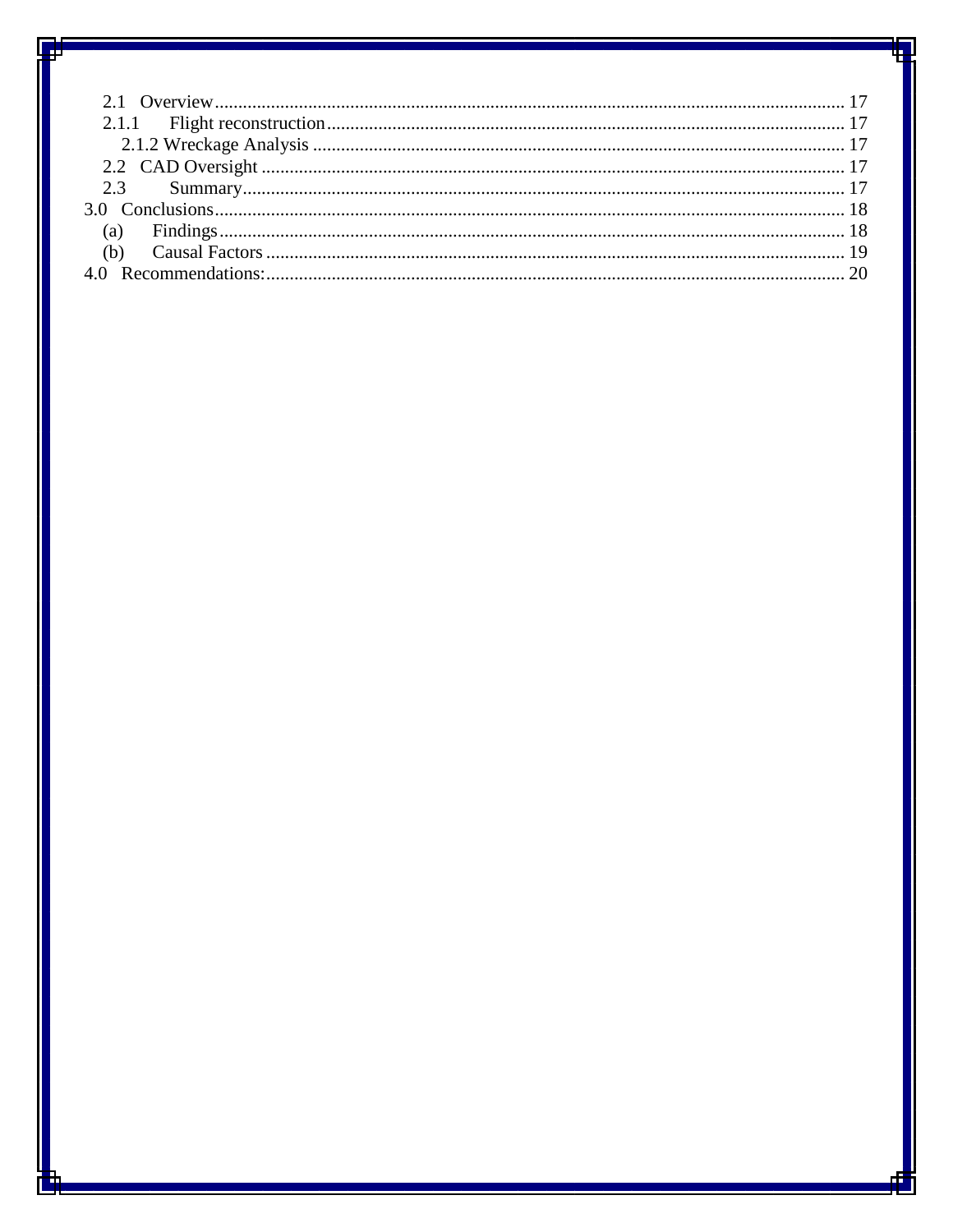2.1 Overview ........................................................................................................................ 17

2.1.1 Flight reconstruction ................................................................................................. 17

2.1.2 Wreckage Analysis ................................................................................................... 17

2.2 CAD Oversight ................................................................................................................ 17

2.3 Summary ........................................................................................................................ 17

3.0 Conclusions ........................................................................................................................ 18

(a) Findings ........................................................................................................................ 18

(b) Causal Factors ................................................................................................................ 19

4.0 Recommendations: ................................................................................................................ 20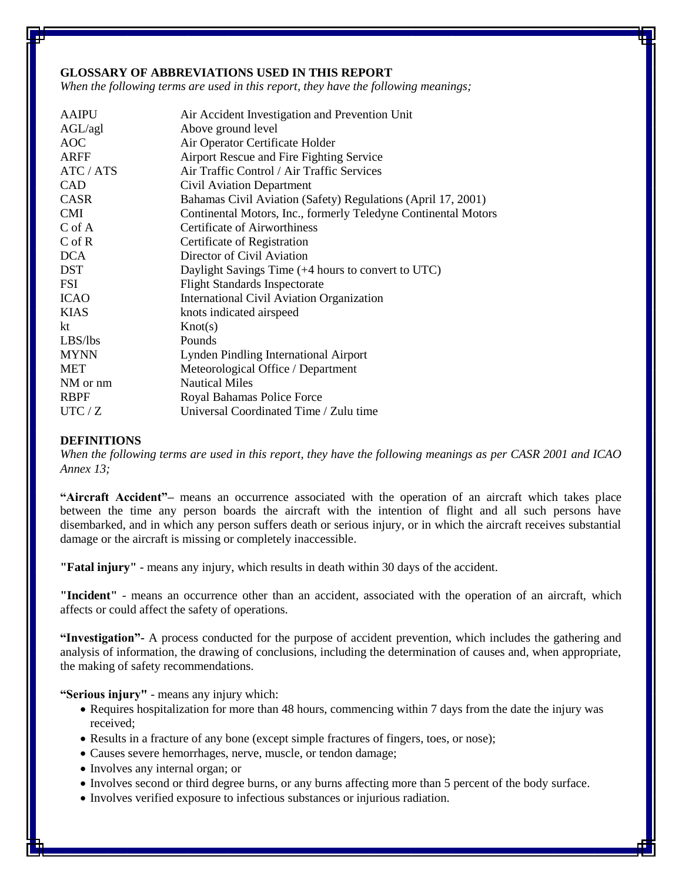## GLOSSARY OF ABBREVIATIONS USED IN THIS REPORT

*When the following terms are used in this report, they have the following meanings;*

| | |
|---|---|
| AAIPU | Air Accident Investigation and Prevention Unit |
| AGL/agl | Above ground level |
| AOC | Air Operator Certificate Holder |
| ARFF | Airport Rescue and Fire Fighting Service |
| ATC / ATS | Air Traffic Control / Air Traffic Services |
| CAD | Civil Aviation Department |
| CASR | Bahamas Civil Aviation (Safety) Regulations (April 17, 2001) |
| CMI | Continental Motors, Inc., formerly Teledyne Continental Motors |
| C of A | Certificate of Airworthiness |
| C of R | Certificate of Registration |
| DCA | Director of Civil Aviation |
| DST | Daylight Savings Time (+4 hours to convert to UTC) |
| FSI | Flight Standards Inspectorate |
| ICAO | International Civil Aviation Organization |
| KIAS | knots indicated airspeed |
| kt | Knot(s) |
| LBS/lbs | Pounds |
| MYNN | Lynden Pindling International Airport |
| MET | Meteorological Office / Department |
| NM or nm | Nautical Miles |
| RBPF | Royal Bahamas Police Force |
| UTC / Z | Universal Coordinated Time / Zulu time |

## DEFINITIONS

*When the following terms are used in this report, they have the following meanings as per CASR 2001 and ICAO Annex 13;*

**"Aircraft Accident"–** means an occurrence associated with the operation of an aircraft which takes place between the time any person boards the aircraft with the intention of flight and all such persons have disembarked, and in which any person suffers death or serious injury, or in which the aircraft receives substantial damage or the aircraft is missing or completely inaccessible.

**"Fatal injury"** - means any injury, which results in death within 30 days of the accident.

**"Incident"** - means an occurrence other than an accident, associated with the operation of an aircraft, which affects or could affect the safety of operations.

**"Investigation"-** A process conducted for the purpose of accident prevention, which includes the gathering and analysis of information, the drawing of conclusions, including the determination of causes and, when appropriate, the making of safety recommendations.

**"Serious injury"** - means any injury which:

- Requires hospitalization for more than 48 hours, commencing within 7 days from the date the injury was received;
- Results in a fracture of any bone (except simple fractures of fingers, toes, or nose);
- Causes severe hemorrhages, nerve, muscle, or tendon damage;
- Involves any internal organ; or
- Involves second or third degree burns, or any burns affecting more than 5 percent of the body surface.
- Involves verified exposure to infectious substances or injurious radiation.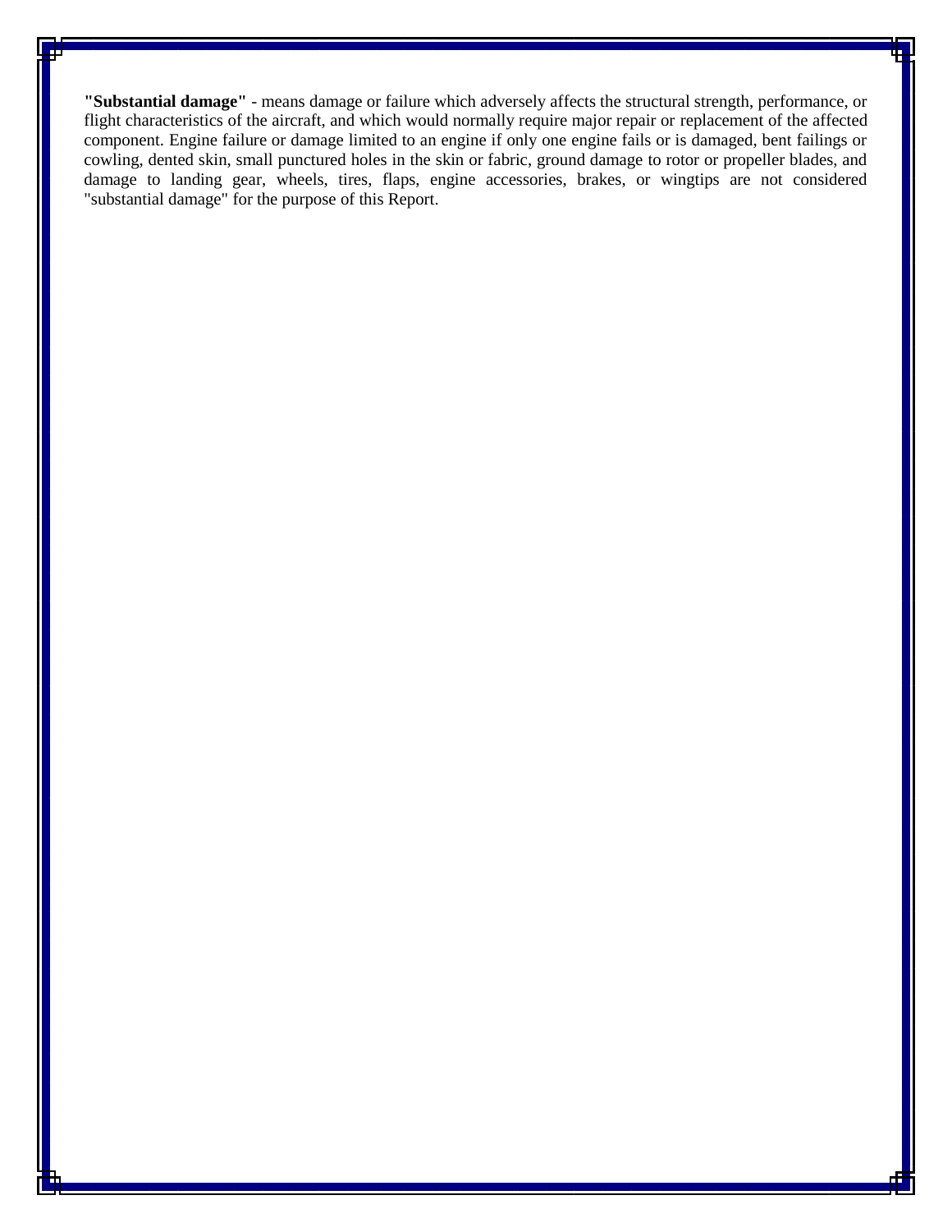**"Substantial damage"** - means damage or failure which adversely affects the structural strength, performance, or flight characteristics of the aircraft, and which would normally require major repair or replacement of the affected component. Engine failure or damage limited to an engine if only one engine fails or is damaged, bent failings or cowling, dented skin, small punctured holes in the skin or fabric, ground damage to rotor or propeller blades, and damage to landing gear, wheels, tires, flaps, engine accessories, brakes, or wingtips are not considered "substantial damage" for the purpose of this Report.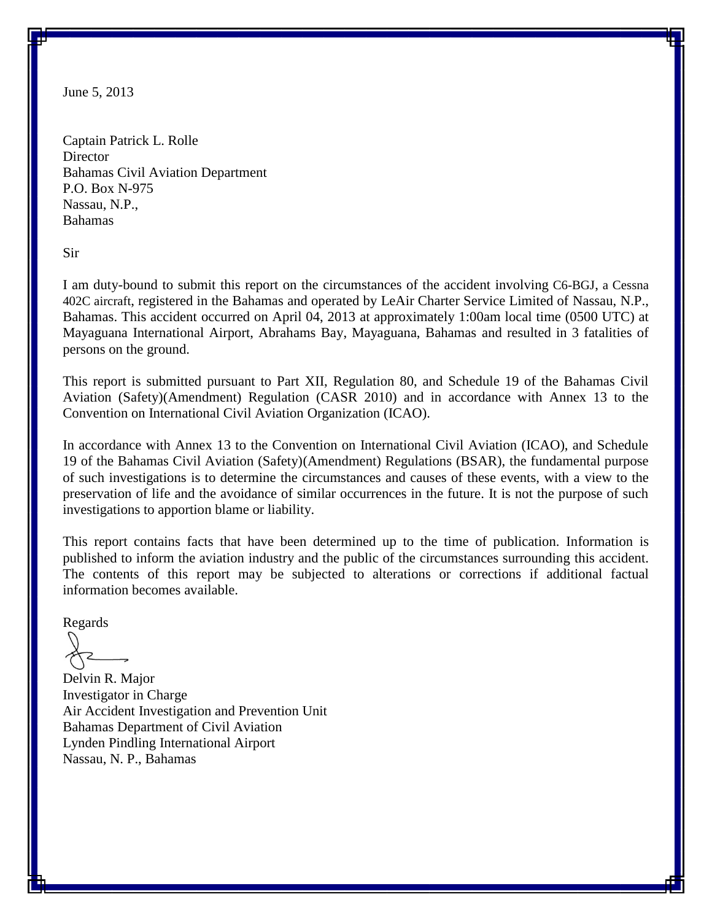June 5, 2013

Captain Patrick L. Rolle
Director
Bahamas Civil Aviation Department
P.O. Box N-975
Nassau, N.P.,
Bahamas

Sir

I am duty-bound to submit this report on the circumstances of the accident involving C6-BGJ, a Cessna 402C aircraft, registered in the Bahamas and operated by LeAir Charter Service Limited of Nassau, N.P., Bahamas. This accident occurred on April 04, 2013 at approximately 1:00am local time (0500 UTC) at Mayaguana International Airport, Abrahams Bay, Mayaguana, Bahamas and resulted in 3 fatalities of persons on the ground.

This report is submitted pursuant to Part XII, Regulation 80, and Schedule 19 of the Bahamas Civil Aviation (Safety)(Amendment) Regulation (CASR 2010) and in accordance with Annex 13 to the Convention on International Civil Aviation Organization (ICAO).

In accordance with Annex 13 to the Convention on International Civil Aviation (ICAO), and Schedule 19 of the Bahamas Civil Aviation (Safety)(Amendment) Regulations (BSAR), the fundamental purpose of such investigations is to determine the circumstances and causes of these events, with a view to the preservation of life and the avoidance of similar occurrences in the future. It is not the purpose of such investigations to apportion blame or liability.

This report contains facts that have been determined up to the time of publication. Information is published to inform the aviation industry and the public of the circumstances surrounding this accident. The contents of this report may be subjected to alterations or corrections if additional factual information becomes available.

Regards

Delvin R. Major
Investigator in Charge
Air Accident Investigation and Prevention Unit
Bahamas Department of Civil Aviation
Lynden Pindling International Airport
Nassau, N. P., Bahamas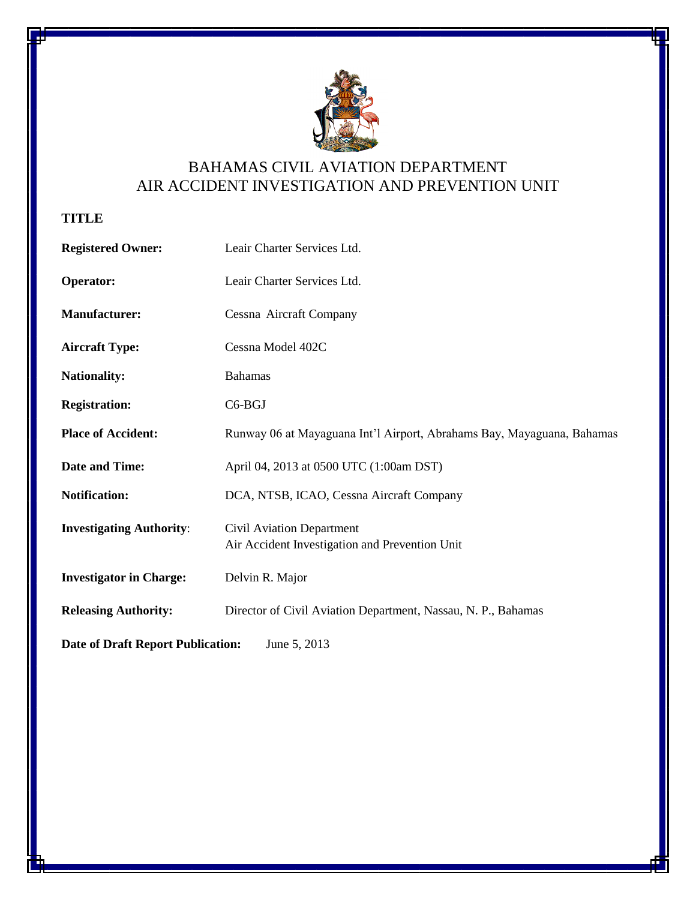# BAHAMAS CIVIL AVIATION DEPARTMENT
# AIR ACCIDENT INVESTIGATION AND PREVENTION UNIT

**TITLE**

**Registered Owner:** Leair Charter Services Ltd.

**Operator:** Leair Charter Services Ltd.

**Manufacturer:** Cessna Aircraft Company

**Aircraft Type:** Cessna Model 402C

**Nationality:** Bahamas

**Registration:** C6-BGJ

**Place of Accident:** Runway 06 at Mayaguana Int'l Airport, Abrahams Bay, Mayaguana, Bahamas

**Date and Time:** April 04, 2013 at 0500 UTC (1:00am DST)

**Notification:** DCA, NTSB, ICAO, Cessna Aircraft Company

**Investigating Authority**: Civil Aviation Department
Air Accident Investigation and Prevention Unit

**Investigator in Charge:** Delvin R. Major

**Releasing Authority:** Director of Civil Aviation Department, Nassau, N. P., Bahamas

**Date of Draft Report Publication:** June 5, 2013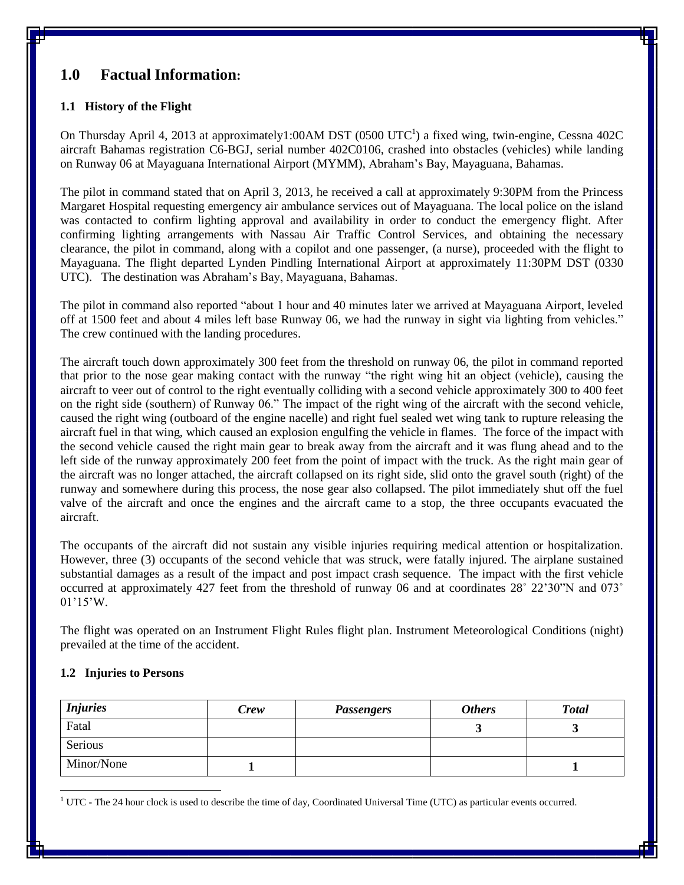# 1.0 Factual Information:

### 1.1 History of the Flight

On Thursday April 4, 2013 at approximately1:00AM DST (0500 UTC[1]) a fixed wing, twin-engine, Cessna 402C aircraft Bahamas registration C6-BGJ, serial number 402C0106, crashed into obstacles (vehicles) while landing on Runway 06 at Mayaguana International Airport (MYMM), Abraham's Bay, Mayaguana, Bahamas.

The pilot in command stated that on April 3, 2013, he received a call at approximately 9:30PM from the Princess Margaret Hospital requesting emergency air ambulance services out of Mayaguana. The local police on the island was contacted to confirm lighting approval and availability in order to conduct the emergency flight. After confirming lighting arrangements with Nassau Air Traffic Control Services, and obtaining the necessary clearance, the pilot in command, along with a copilot and one passenger, (a nurse), proceeded with the flight to Mayaguana. The flight departed Lynden Pindling International Airport at approximately 11:30PM DST (0330 UTC). The destination was Abraham's Bay, Mayaguana, Bahamas.

The pilot in command also reported "about 1 hour and 40 minutes later we arrived at Mayaguana Airport, leveled off at 1500 feet and about 4 miles left base Runway 06, we had the runway in sight via lighting from vehicles." The crew continued with the landing procedures.

The aircraft touch down approximately 300 feet from the threshold on runway 06, the pilot in command reported that prior to the nose gear making contact with the runway "the right wing hit an object (vehicle), causing the aircraft to veer out of control to the right eventually colliding with a second vehicle approximately 300 to 400 feet on the right side (southern) of Runway 06." The impact of the right wing of the aircraft with the second vehicle, caused the right wing (outboard of the engine nacelle) and right fuel sealed wet wing tank to rupture releasing the aircraft fuel in that wing, which caused an explosion engulfing the vehicle in flames. The force of the impact with the second vehicle caused the right main gear to break away from the aircraft and it was flung ahead and to the left side of the runway approximately 200 feet from the point of impact with the truck. As the right main gear of the aircraft was no longer attached, the aircraft collapsed on its right side, slid onto the gravel south (right) of the runway and somewhere during this process, the nose gear also collapsed. The pilot immediately shut off the fuel valve of the aircraft and once the engines and the aircraft came to a stop, the three occupants evacuated the aircraft.

The occupants of the aircraft did not sustain any visible injuries requiring medical attention or hospitalization. However, three (3) occupants of the second vehicle that was struck, were fatally injured. The airplane sustained substantial damages as a result of the impact and post impact crash sequence. The impact with the first vehicle occurred at approximately 427 feet from the threshold of runway 06 and at coordinates 28˚ 22'30"N and 073˚ 01'15'W.

The flight was operated on an Instrument Flight Rules flight plan. Instrument Meteorological Conditions (night) prevailed at the time of the accident.

### 1.2 Injuries to Persons

| *Injuries* | *Crew* | *Passengers* | *Others* | *Total* |
|---|---|---|---|---|
| Fatal | | | **3** | **3** |
| Serious | | | | |
| Minor/None | **1** | | | **1** |

[1] UTC - The 24 hour clock is used to describe the time of day, Coordinated Universal Time (UTC) as particular events occurred.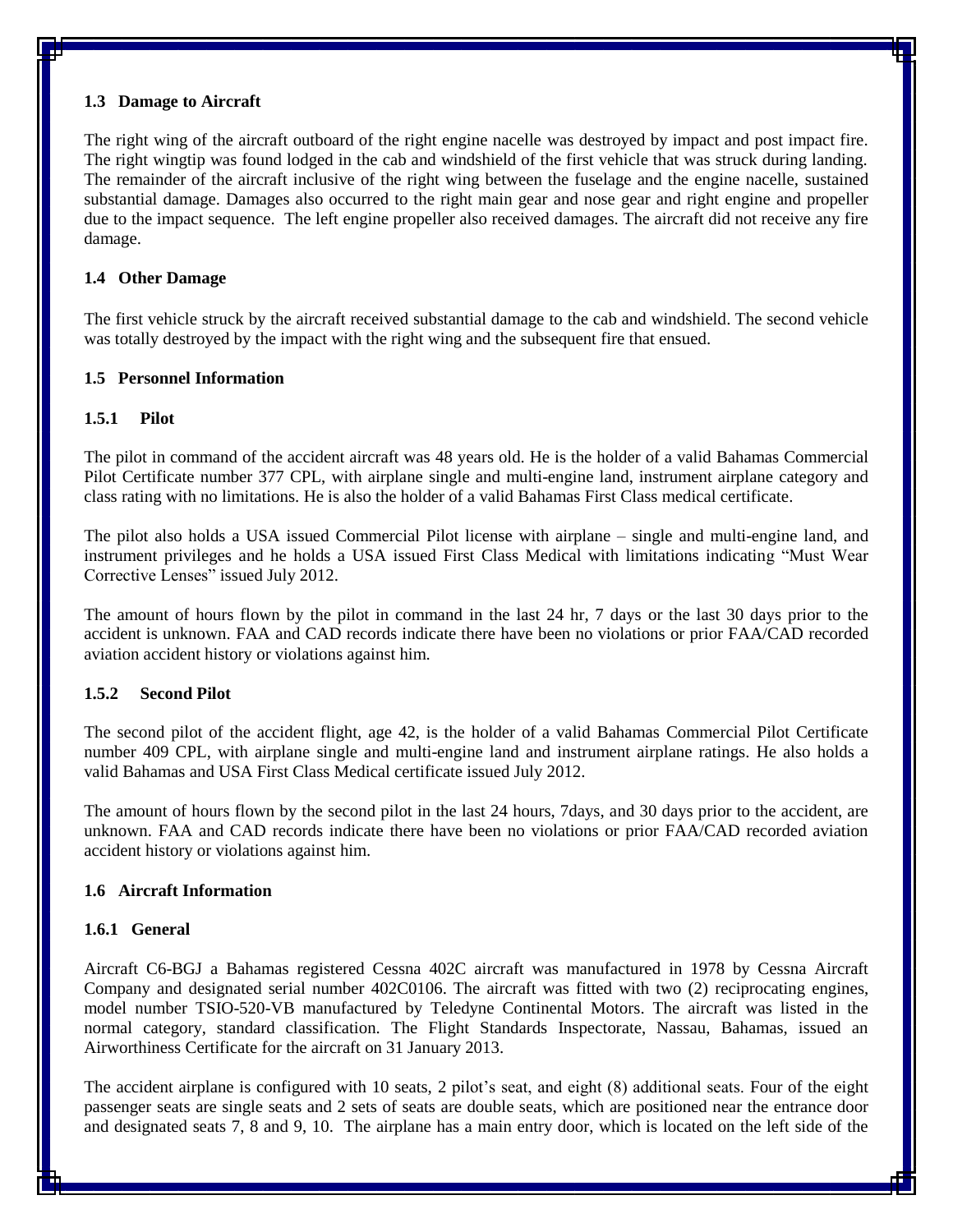### 1.3 Damage to Aircraft

The right wing of the aircraft outboard of the right engine nacelle was destroyed by impact and post impact fire. The right wingtip was found lodged in the cab and windshield of the first vehicle that was struck during landing. The remainder of the aircraft inclusive of the right wing between the fuselage and the engine nacelle, sustained substantial damage. Damages also occurred to the right main gear and nose gear and right engine and propeller due to the impact sequence. The left engine propeller also received damages. The aircraft did not receive any fire damage.

### 1.4 Other Damage

The first vehicle struck by the aircraft received substantial damage to the cab and windshield. The second vehicle was totally destroyed by the impact with the right wing and the subsequent fire that ensued.

### 1.5 Personnel Information

#### 1.5.1 Pilot

The pilot in command of the accident aircraft was 48 years old. He is the holder of a valid Bahamas Commercial Pilot Certificate number 377 CPL, with airplane single and multi-engine land, instrument airplane category and class rating with no limitations. He is also the holder of a valid Bahamas First Class medical certificate.

The pilot also holds a USA issued Commercial Pilot license with airplane – single and multi-engine land, and instrument privileges and he holds a USA issued First Class Medical with limitations indicating "Must Wear Corrective Lenses" issued July 2012.

The amount of hours flown by the pilot in command in the last 24 hr, 7 days or the last 30 days prior to the accident is unknown. FAA and CAD records indicate there have been no violations or prior FAA/CAD recorded aviation accident history or violations against him.

#### 1.5.2 Second Pilot

The second pilot of the accident flight, age 42, is the holder of a valid Bahamas Commercial Pilot Certificate number 409 CPL, with airplane single and multi-engine land and instrument airplane ratings. He also holds a valid Bahamas and USA First Class Medical certificate issued July 2012.

The amount of hours flown by the second pilot in the last 24 hours, 7days, and 30 days prior to the accident, are unknown. FAA and CAD records indicate there have been no violations or prior FAA/CAD recorded aviation accident history or violations against him.

### 1.6 Aircraft Information

#### 1.6.1 General

Aircraft C6-BGJ a Bahamas registered Cessna 402C aircraft was manufactured in 1978 by Cessna Aircraft Company and designated serial number 402C0106. The aircraft was fitted with two (2) reciprocating engines, model number TSIO-520-VB manufactured by Teledyne Continental Motors. The aircraft was listed in the normal category, standard classification. The Flight Standards Inspectorate, Nassau, Bahamas, issued an Airworthiness Certificate for the aircraft on 31 January 2013.

The accident airplane is configured with 10 seats, 2 pilot's seat, and eight (8) additional seats. Four of the eight passenger seats are single seats and 2 sets of seats are double seats, which are positioned near the entrance door and designated seats 7, 8 and 9, 10. The airplane has a main entry door, which is located on the left side of the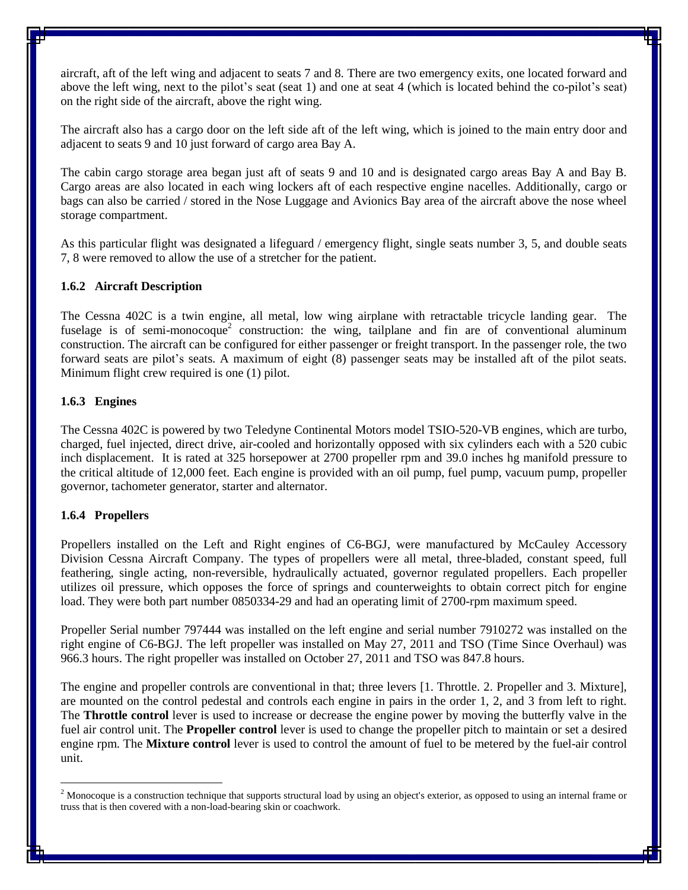aircraft, aft of the left wing and adjacent to seats 7 and 8. There are two emergency exits, one located forward and above the left wing, next to the pilot's seat (seat 1) and one at seat 4 (which is located behind the co-pilot's seat) on the right side of the aircraft, above the right wing.

The aircraft also has a cargo door on the left side aft of the left wing, which is joined to the main entry door and adjacent to seats 9 and 10 just forward of cargo area Bay A.

The cabin cargo storage area began just aft of seats 9 and 10 and is designated cargo areas Bay A and Bay B. Cargo areas are also located in each wing lockers aft of each respective engine nacelles. Additionally, cargo or bags can also be carried / stored in the Nose Luggage and Avionics Bay area of the aircraft above the nose wheel storage compartment.

As this particular flight was designated a lifeguard / emergency flight, single seats number 3, 5, and double seats 7, 8 were removed to allow the use of a stretcher for the patient.

### 1.6.2 Aircraft Description

The Cessna 402C is a twin engine, all metal, low wing airplane with retractable tricycle landing gear. The fuselage is of semi-monocoque[2] construction: the wing, tailplane and fin are of conventional aluminum construction. The aircraft can be configured for either passenger or freight transport. In the passenger role, the two forward seats are pilot's seats. A maximum of eight (8) passenger seats may be installed aft of the pilot seats. Minimum flight crew required is one (1) pilot.

### 1.6.3 Engines

The Cessna 402C is powered by two Teledyne Continental Motors model TSIO-520-VB engines, which are turbo, charged, fuel injected, direct drive, air-cooled and horizontally opposed with six cylinders each with a 520 cubic inch displacement. It is rated at 325 horsepower at 2700 propeller rpm and 39.0 inches hg manifold pressure to the critical altitude of 12,000 feet. Each engine is provided with an oil pump, fuel pump, vacuum pump, propeller governor, tachometer generator, starter and alternator.

### 1.6.4 Propellers

Propellers installed on the Left and Right engines of C6-BGJ, were manufactured by McCauley Accessory Division Cessna Aircraft Company. The types of propellers were all metal, three-bladed, constant speed, full feathering, single acting, non-reversible, hydraulically actuated, governor regulated propellers. Each propeller utilizes oil pressure, which opposes the force of springs and counterweights to obtain correct pitch for engine load. They were both part number 0850334-29 and had an operating limit of 2700-rpm maximum speed.

Propeller Serial number 797444 was installed on the left engine and serial number 7910272 was installed on the right engine of C6-BGJ. The left propeller was installed on May 27, 2011 and TSO (Time Since Overhaul) was 966.3 hours. The right propeller was installed on October 27, 2011 and TSO was 847.8 hours.

The engine and propeller controls are conventional in that; three levers [1. Throttle. 2. Propeller and 3. Mixture], are mounted on the control pedestal and controls each engine in pairs in the order 1, 2, and 3 from left to right. The **Throttle control** lever is used to increase or decrease the engine power by moving the butterfly valve in the fuel air control unit. The **Propeller control** lever is used to change the propeller pitch to maintain or set a desired engine rpm. The **Mixture control** lever is used to control the amount of fuel to be metered by the fuel-air control unit.

[2] Monocoque is a construction technique that supports structural load by using an object's exterior, as opposed to using an internal frame or truss that is then covered with a non-load-bearing skin or coachwork.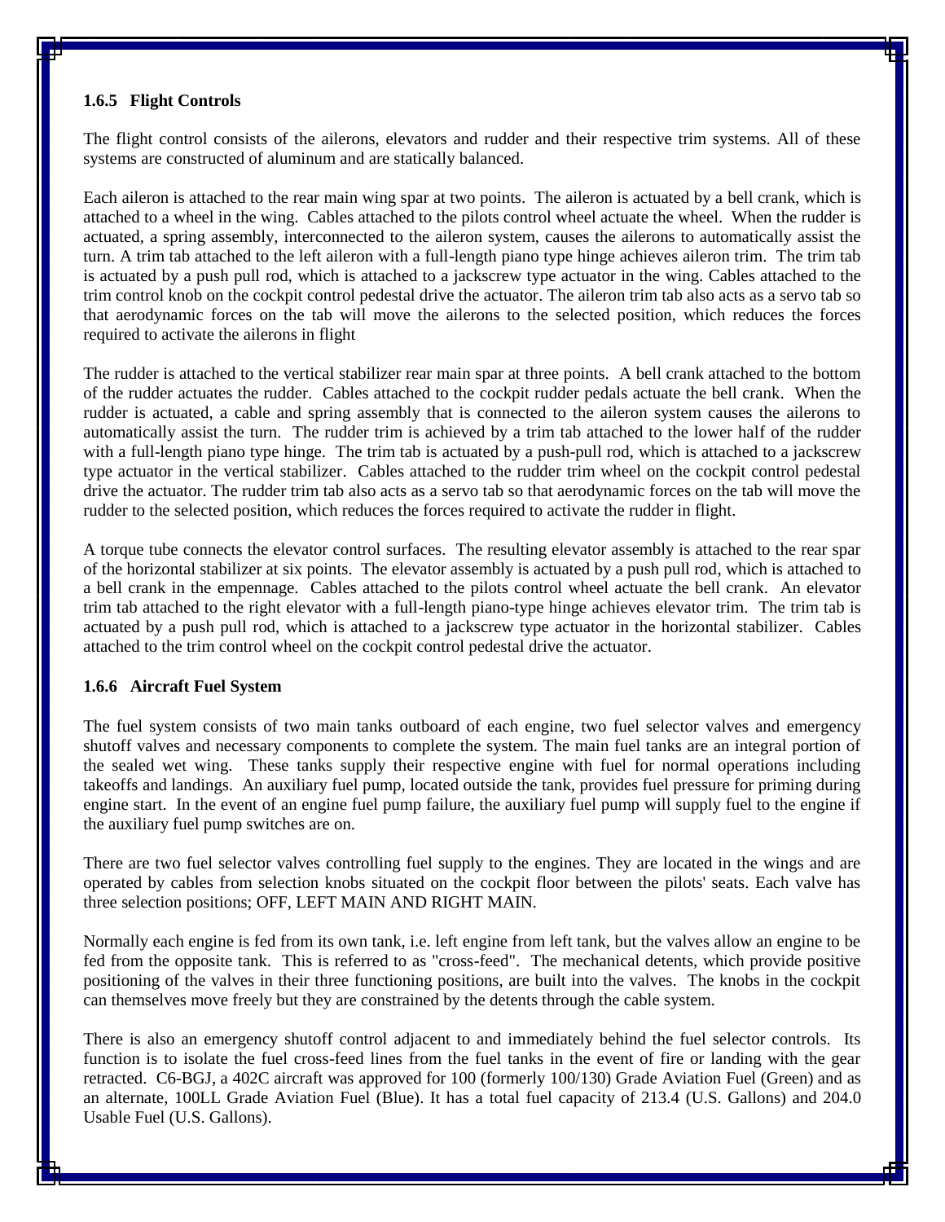### 1.6.5 Flight Controls

The flight control consists of the ailerons, elevators and rudder and their respective trim systems. All of these systems are constructed of aluminum and are statically balanced.

Each aileron is attached to the rear main wing spar at two points. The aileron is actuated by a bell crank, which is attached to a wheel in the wing. Cables attached to the pilots control wheel actuate the wheel. When the rudder is actuated, a spring assembly, interconnected to the aileron system, causes the ailerons to automatically assist the turn. A trim tab attached to the left aileron with a full-length piano type hinge achieves aileron trim. The trim tab is actuated by a push pull rod, which is attached to a jackscrew type actuator in the wing. Cables attached to the trim control knob on the cockpit control pedestal drive the actuator. The aileron trim tab also acts as a servo tab so that aerodynamic forces on the tab will move the ailerons to the selected position, which reduces the forces required to activate the ailerons in flight

The rudder is attached to the vertical stabilizer rear main spar at three points. A bell crank attached to the bottom of the rudder actuates the rudder. Cables attached to the cockpit rudder pedals actuate the bell crank. When the rudder is actuated, a cable and spring assembly that is connected to the aileron system causes the ailerons to automatically assist the turn. The rudder trim is achieved by a trim tab attached to the lower half of the rudder with a full-length piano type hinge. The trim tab is actuated by a push-pull rod, which is attached to a jackscrew type actuator in the vertical stabilizer. Cables attached to the rudder trim wheel on the cockpit control pedestal drive the actuator. The rudder trim tab also acts as a servo tab so that aerodynamic forces on the tab will move the rudder to the selected position, which reduces the forces required to activate the rudder in flight.

A torque tube connects the elevator control surfaces. The resulting elevator assembly is attached to the rear spar of the horizontal stabilizer at six points. The elevator assembly is actuated by a push pull rod, which is attached to a bell crank in the empennage. Cables attached to the pilots control wheel actuate the bell crank. An elevator trim tab attached to the right elevator with a full-length piano-type hinge achieves elevator trim. The trim tab is actuated by a push pull rod, which is attached to a jackscrew type actuator in the horizontal stabilizer. Cables attached to the trim control wheel on the cockpit control pedestal drive the actuator.

### 1.6.6 Aircraft Fuel System

The fuel system consists of two main tanks outboard of each engine, two fuel selector valves and emergency shutoff valves and necessary components to complete the system. The main fuel tanks are an integral portion of the sealed wet wing. These tanks supply their respective engine with fuel for normal operations including takeoffs and landings. An auxiliary fuel pump, located outside the tank, provides fuel pressure for priming during engine start. In the event of an engine fuel pump failure, the auxiliary fuel pump will supply fuel to the engine if the auxiliary fuel pump switches are on.

There are two fuel selector valves controlling fuel supply to the engines. They are located in the wings and are operated by cables from selection knobs situated on the cockpit floor between the pilots' seats. Each valve has three selection positions; OFF, LEFT MAIN AND RIGHT MAIN.

Normally each engine is fed from its own tank, i.e. left engine from left tank, but the valves allow an engine to be fed from the opposite tank. This is referred to as "cross-feed". The mechanical detents, which provide positive positioning of the valves in their three functioning positions, are built into the valves. The knobs in the cockpit can themselves move freely but they are constrained by the detents through the cable system.

There is also an emergency shutoff control adjacent to and immediately behind the fuel selector controls. Its function is to isolate the fuel cross-feed lines from the fuel tanks in the event of fire or landing with the gear retracted. C6-BGJ, a 402C aircraft was approved for 100 (formerly 100/130) Grade Aviation Fuel (Green) and as an alternate, 100LL Grade Aviation Fuel (Blue). It has a total fuel capacity of 213.4 (U.S. Gallons) and 204.0 Usable Fuel (U.S. Gallons).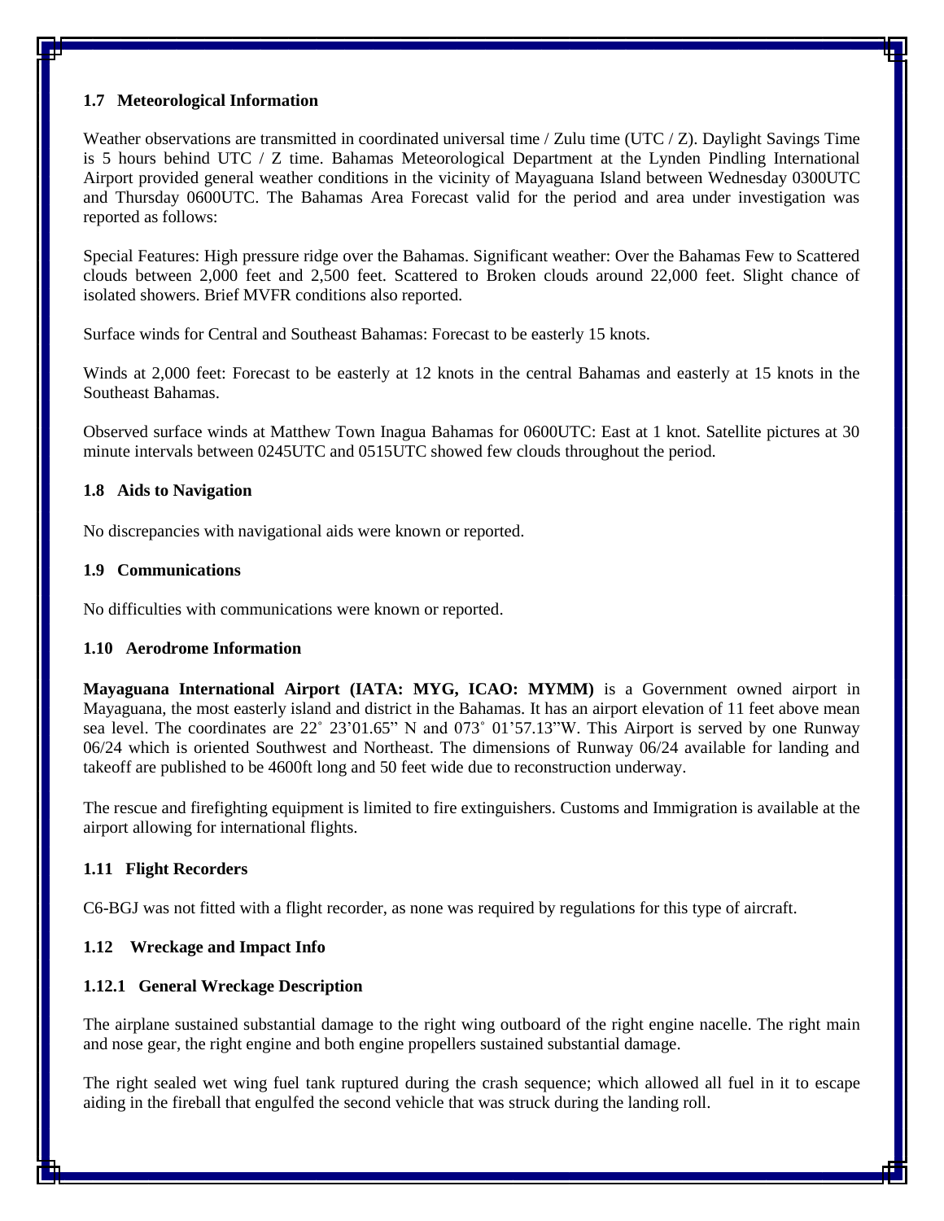### 1.7 Meteorological Information

Weather observations are transmitted in coordinated universal time / Zulu time (UTC / Z). Daylight Savings Time is 5 hours behind UTC / Z time. Bahamas Meteorological Department at the Lynden Pindling International Airport provided general weather conditions in the vicinity of Mayaguana Island between Wednesday 0300UTC and Thursday 0600UTC. The Bahamas Area Forecast valid for the period and area under investigation was reported as follows:

Special Features: High pressure ridge over the Bahamas. Significant weather: Over the Bahamas Few to Scattered clouds between 2,000 feet and 2,500 feet. Scattered to Broken clouds around 22,000 feet. Slight chance of isolated showers. Brief MVFR conditions also reported.

Surface winds for Central and Southeast Bahamas: Forecast to be easterly 15 knots.

Winds at 2,000 feet: Forecast to be easterly at 12 knots in the central Bahamas and easterly at 15 knots in the Southeast Bahamas.

Observed surface winds at Matthew Town Inagua Bahamas for 0600UTC: East at 1 knot. Satellite pictures at 30 minute intervals between 0245UTC and 0515UTC showed few clouds throughout the period.

### 1.8 Aids to Navigation

No discrepancies with navigational aids were known or reported.

### 1.9 Communications

No difficulties with communications were known or reported.

### 1.10 Aerodrome Information

**Mayaguana International Airport (IATA: MYG, ICAO: MYMM)** is a Government owned airport in Mayaguana, the most easterly island and district in the Bahamas. It has an airport elevation of 11 feet above mean sea level. The coordinates are 22˚ 23'01.65" N and 073˚ 01'57.13"W. This Airport is served by one Runway 06/24 which is oriented Southwest and Northeast. The dimensions of Runway 06/24 available for landing and takeoff are published to be 4600ft long and 50 feet wide due to reconstruction underway.

The rescue and firefighting equipment is limited to fire extinguishers. Customs and Immigration is available at the airport allowing for international flights.

### 1.11 Flight Recorders

C6-BGJ was not fitted with a flight recorder, as none was required by regulations for this type of aircraft.

### 1.12 Wreckage and Impact Info

#### 1.12.1 General Wreckage Description

The airplane sustained substantial damage to the right wing outboard of the right engine nacelle. The right main and nose gear, the right engine and both engine propellers sustained substantial damage.

The right sealed wet wing fuel tank ruptured during the crash sequence; which allowed all fuel in it to escape aiding in the fireball that engulfed the second vehicle that was struck during the landing roll.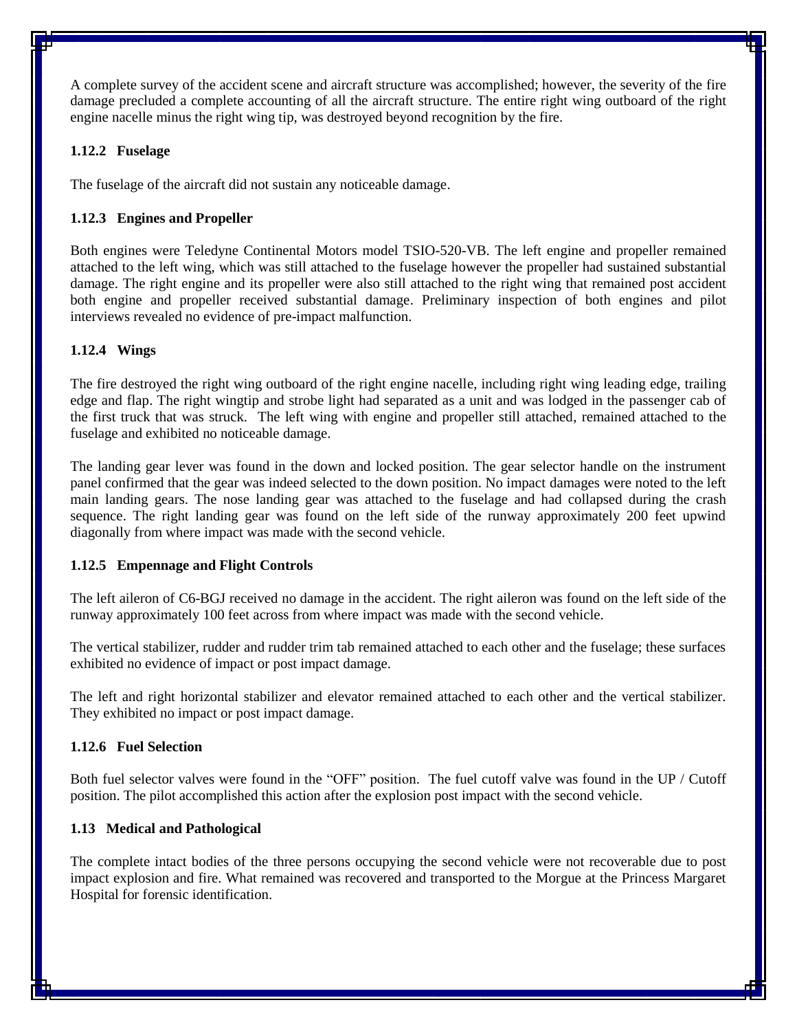A complete survey of the accident scene and aircraft structure was accomplished; however, the severity of the fire damage precluded a complete accounting of all the aircraft structure. The entire right wing outboard of the right engine nacelle minus the right wing tip, was destroyed beyond recognition by the fire.

### 1.12.2 Fuselage

The fuselage of the aircraft did not sustain any noticeable damage.

### 1.12.3 Engines and Propeller

Both engines were Teledyne Continental Motors model TSIO-520-VB. The left engine and propeller remained attached to the left wing, which was still attached to the fuselage however the propeller had sustained substantial damage. The right engine and its propeller were also still attached to the right wing that remained post accident both engine and propeller received substantial damage. Preliminary inspection of both engines and pilot interviews revealed no evidence of pre-impact malfunction.

### 1.12.4 Wings

The fire destroyed the right wing outboard of the right engine nacelle, including right wing leading edge, trailing edge and flap. The right wingtip and strobe light had separated as a unit and was lodged in the passenger cab of the first truck that was struck. The left wing with engine and propeller still attached, remained attached to the fuselage and exhibited no noticeable damage.

The landing gear lever was found in the down and locked position. The gear selector handle on the instrument panel confirmed that the gear was indeed selected to the down position. No impact damages were noted to the left main landing gears. The nose landing gear was attached to the fuselage and had collapsed during the crash sequence. The right landing gear was found on the left side of the runway approximately 200 feet upwind diagonally from where impact was made with the second vehicle.

### 1.12.5 Empennage and Flight Controls

The left aileron of C6-BGJ received no damage in the accident. The right aileron was found on the left side of the runway approximately 100 feet across from where impact was made with the second vehicle.

The vertical stabilizer, rudder and rudder trim tab remained attached to each other and the fuselage; these surfaces exhibited no evidence of impact or post impact damage.

The left and right horizontal stabilizer and elevator remained attached to each other and the vertical stabilizer. They exhibited no impact or post impact damage.

### 1.12.6 Fuel Selection

Both fuel selector valves were found in the "OFF" position. The fuel cutoff valve was found in the UP / Cutoff position. The pilot accomplished this action after the explosion post impact with the second vehicle.

## 1.13 Medical and Pathological

The complete intact bodies of the three persons occupying the second vehicle were not recoverable due to post impact explosion and fire. What remained was recovered and transported to the Morgue at the Princess Margaret Hospital for forensic identification.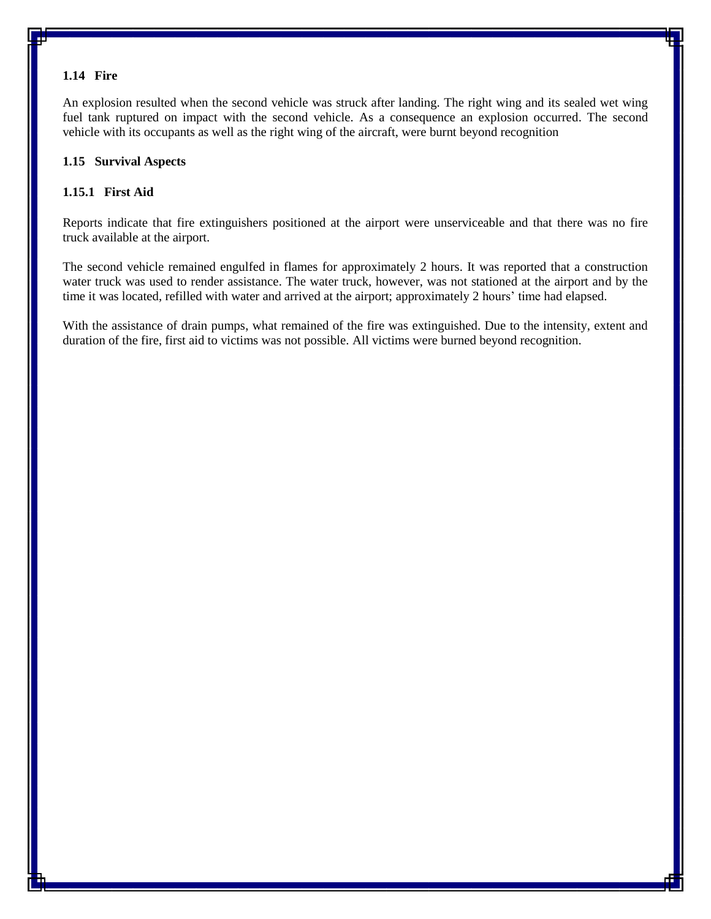### 1.14 Fire

An explosion resulted when the second vehicle was struck after landing. The right wing and its sealed wet wing fuel tank ruptured on impact with the second vehicle. As a consequence an explosion occurred. The second vehicle with its occupants as well as the right wing of the aircraft, were burnt beyond recognition

### 1.15 Survival Aspects

#### 1.15.1 First Aid

Reports indicate that fire extinguishers positioned at the airport were unserviceable and that there was no fire truck available at the airport.

The second vehicle remained engulfed in flames for approximately 2 hours. It was reported that a construction water truck was used to render assistance. The water truck, however, was not stationed at the airport and by the time it was located, refilled with water and arrived at the airport; approximately 2 hours' time had elapsed.

With the assistance of drain pumps, what remained of the fire was extinguished. Due to the intensity, extent and duration of the fire, first aid to victims was not possible. All victims were burned beyond recognition.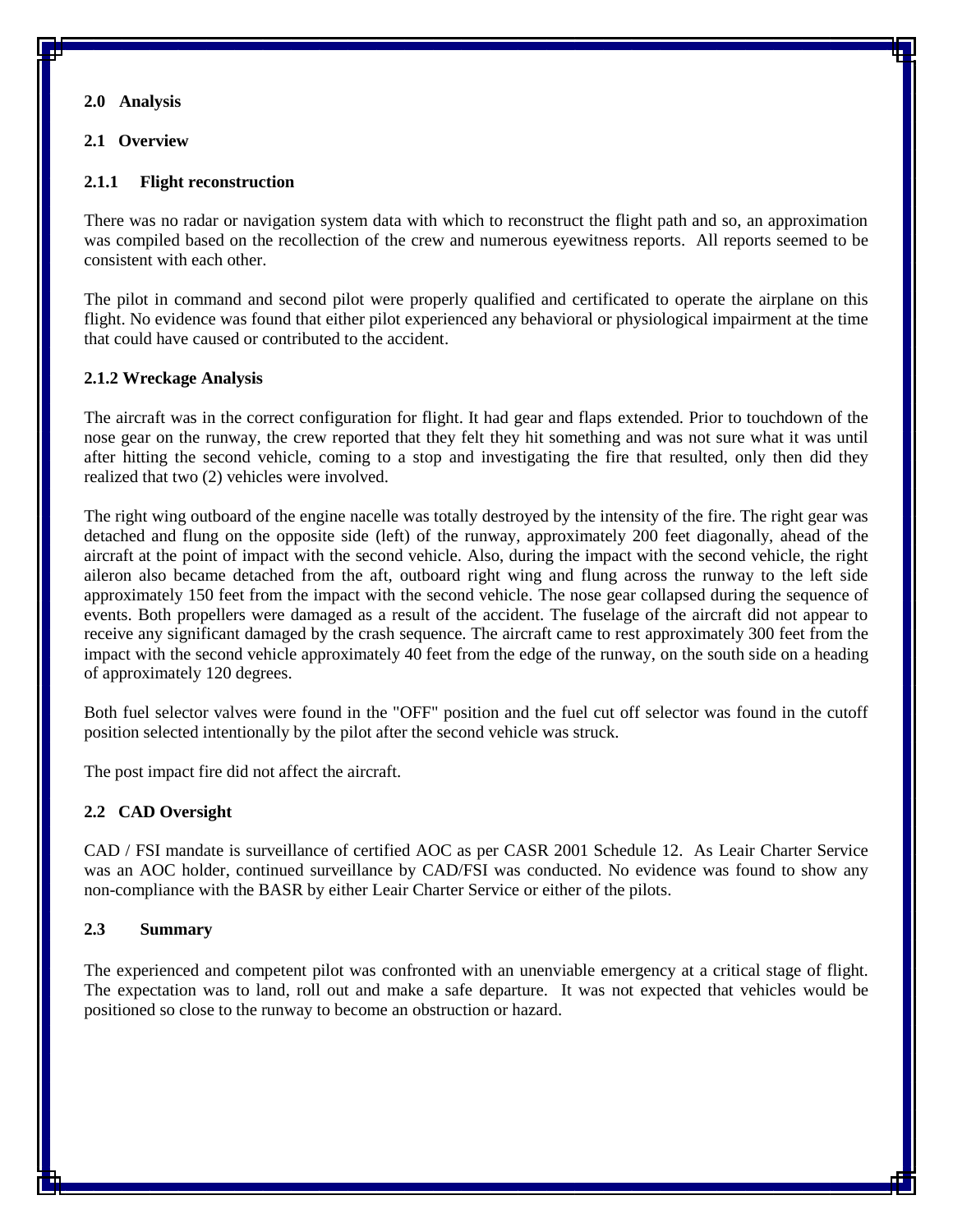## 2.0 Analysis

### 2.1 Overview

#### 2.1.1 Flight reconstruction

There was no radar or navigation system data with which to reconstruct the flight path and so, an approximation was compiled based on the recollection of the crew and numerous eyewitness reports. All reports seemed to be consistent with each other.

The pilot in command and second pilot were properly qualified and certificated to operate the airplane on this flight. No evidence was found that either pilot experienced any behavioral or physiological impairment at the time that could have caused or contributed to the accident.

#### 2.1.2 Wreckage Analysis

The aircraft was in the correct configuration for flight. It had gear and flaps extended. Prior to touchdown of the nose gear on the runway, the crew reported that they felt they hit something and was not sure what it was until after hitting the second vehicle, coming to a stop and investigating the fire that resulted, only then did they realized that two (2) vehicles were involved.

The right wing outboard of the engine nacelle was totally destroyed by the intensity of the fire. The right gear was detached and flung on the opposite side (left) of the runway, approximately 200 feet diagonally, ahead of the aircraft at the point of impact with the second vehicle. Also, during the impact with the second vehicle, the right aileron also became detached from the aft, outboard right wing and flung across the runway to the left side approximately 150 feet from the impact with the second vehicle. The nose gear collapsed during the sequence of events. Both propellers were damaged as a result of the accident. The fuselage of the aircraft did not appear to receive any significant damaged by the crash sequence. The aircraft came to rest approximately 300 feet from the impact with the second vehicle approximately 40 feet from the edge of the runway, on the south side on a heading of approximately 120 degrees.

Both fuel selector valves were found in the "OFF" position and the fuel cut off selector was found in the cutoff position selected intentionally by the pilot after the second vehicle was struck.

The post impact fire did not affect the aircraft.

### 2.2 CAD Oversight

CAD / FSI mandate is surveillance of certified AOC as per CASR 2001 Schedule 12. As Leair Charter Service was an AOC holder, continued surveillance by CAD/FSI was conducted. No evidence was found to show any non-compliance with the BASR by either Leair Charter Service or either of the pilots.

### 2.3 Summary

The experienced and competent pilot was confronted with an unenviable emergency at a critical stage of flight. The expectation was to land, roll out and make a safe departure. It was not expected that vehicles would be positioned so close to the runway to become an obstruction or hazard.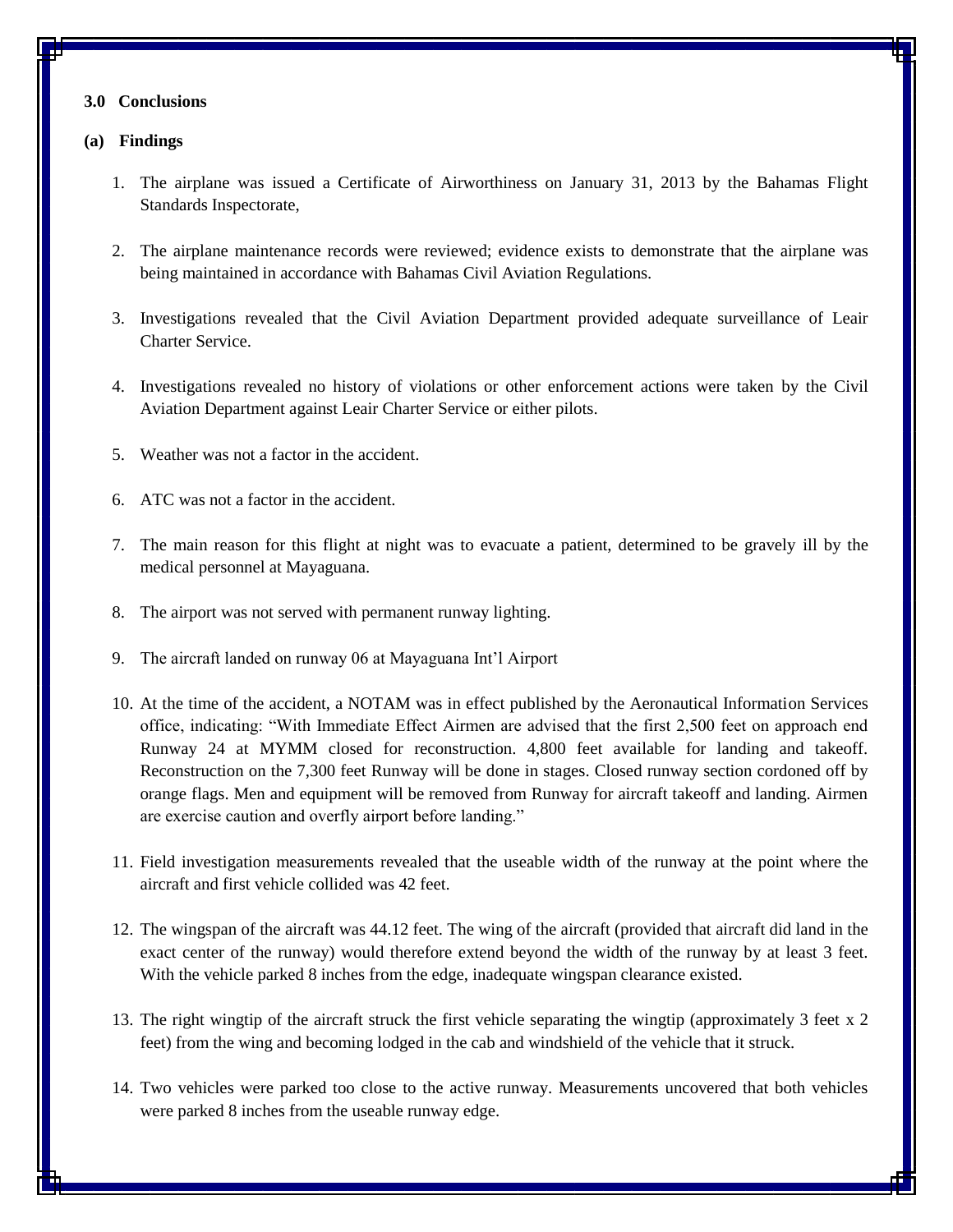## 3.0 Conclusions

### (a) Findings

1. The airplane was issued a Certificate of Airworthiness on January 31, 2013 by the Bahamas Flight Standards Inspectorate,

2. The airplane maintenance records were reviewed; evidence exists to demonstrate that the airplane was being maintained in accordance with Bahamas Civil Aviation Regulations.

3. Investigations revealed that the Civil Aviation Department provided adequate surveillance of Leair Charter Service.

4. Investigations revealed no history of violations or other enforcement actions were taken by the Civil Aviation Department against Leair Charter Service or either pilots.

5. Weather was not a factor in the accident.

6. ATC was not a factor in the accident.

7. The main reason for this flight at night was to evacuate a patient, determined to be gravely ill by the medical personnel at Mayaguana.

8. The airport was not served with permanent runway lighting.

9. The aircraft landed on runway 06 at Mayaguana Int'l Airport

10. At the time of the accident, a NOTAM was in effect published by the Aeronautical Information Services office, indicating: "With Immediate Effect Airmen are advised that the first 2,500 feet on approach end Runway 24 at MYMM closed for reconstruction. 4,800 feet available for landing and takeoff. Reconstruction on the 7,300 feet Runway will be done in stages. Closed runway section cordoned off by orange flags. Men and equipment will be removed from Runway for aircraft takeoff and landing. Airmen are exercise caution and overfly airport before landing."

11. Field investigation measurements revealed that the useable width of the runway at the point where the aircraft and first vehicle collided was 42 feet.

12. The wingspan of the aircraft was 44.12 feet. The wing of the aircraft (provided that aircraft did land in the exact center of the runway) would therefore extend beyond the width of the runway by at least 3 feet. With the vehicle parked 8 inches from the edge, inadequate wingspan clearance existed.

13. The right wingtip of the aircraft struck the first vehicle separating the wingtip (approximately 3 feet x 2 feet) from the wing and becoming lodged in the cab and windshield of the vehicle that it struck.

14. Two vehicles were parked too close to the active runway. Measurements uncovered that both vehicles were parked 8 inches from the useable runway edge.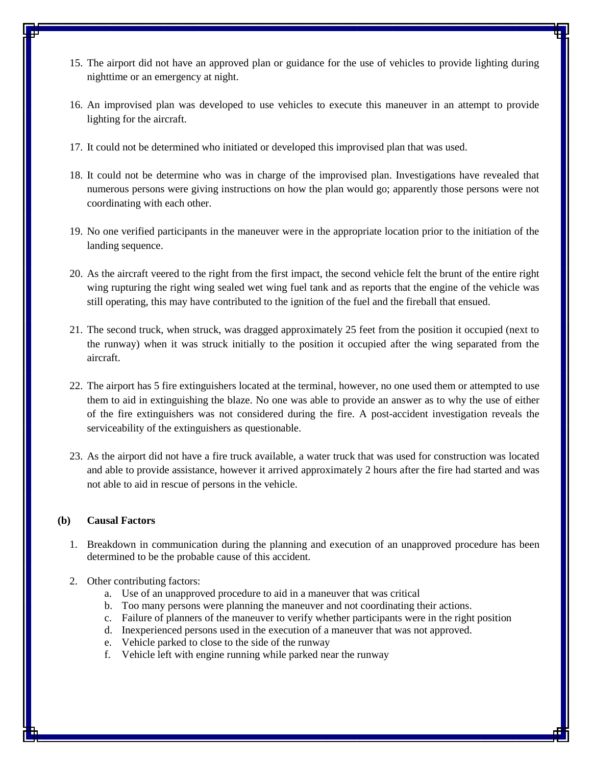15. The airport did not have an approved plan or guidance for the use of vehicles to provide lighting during nighttime or an emergency at night.

16. An improvised plan was developed to use vehicles to execute this maneuver in an attempt to provide lighting for the aircraft.

17. It could not be determined who initiated or developed this improvised plan that was used.

18. It could not be determine who was in charge of the improvised plan. Investigations have revealed that numerous persons were giving instructions on how the plan would go; apparently those persons were not coordinating with each other.

19. No one verified participants in the maneuver were in the appropriate location prior to the initiation of the landing sequence.

20. As the aircraft veered to the right from the first impact, the second vehicle felt the brunt of the entire right wing rupturing the right wing sealed wet wing fuel tank and as reports that the engine of the vehicle was still operating, this may have contributed to the ignition of the fuel and the fireball that ensued.

21. The second truck, when struck, was dragged approximately 25 feet from the position it occupied (next to the runway) when it was struck initially to the position it occupied after the wing separated from the aircraft.

22. The airport has 5 fire extinguishers located at the terminal, however, no one used them or attempted to use them to aid in extinguishing the blaze. No one was able to provide an answer as to why the use of either of the fire extinguishers was not considered during the fire. A post-accident investigation reveals the serviceability of the extinguishers as questionable.

23. As the airport did not have a fire truck available, a water truck that was used for construction was located and able to provide assistance, however it arrived approximately 2 hours after the fire had started and was not able to aid in rescue of persons in the vehicle.

**(b) Causal Factors**

1. Breakdown in communication during the planning and execution of an unapproved procedure has been determined to be the probable cause of this accident.

2. Other contributing factors:
    a. Use of an unapproved procedure to aid in a maneuver that was critical
    b. Too many persons were planning the maneuver and not coordinating their actions.
    c. Failure of planners of the maneuver to verify whether participants were in the right position
    d. Inexperienced persons used in the execution of a maneuver that was not approved.
    e. Vehicle parked to close to the side of the runway
    f. Vehicle left with engine running while parked near the runway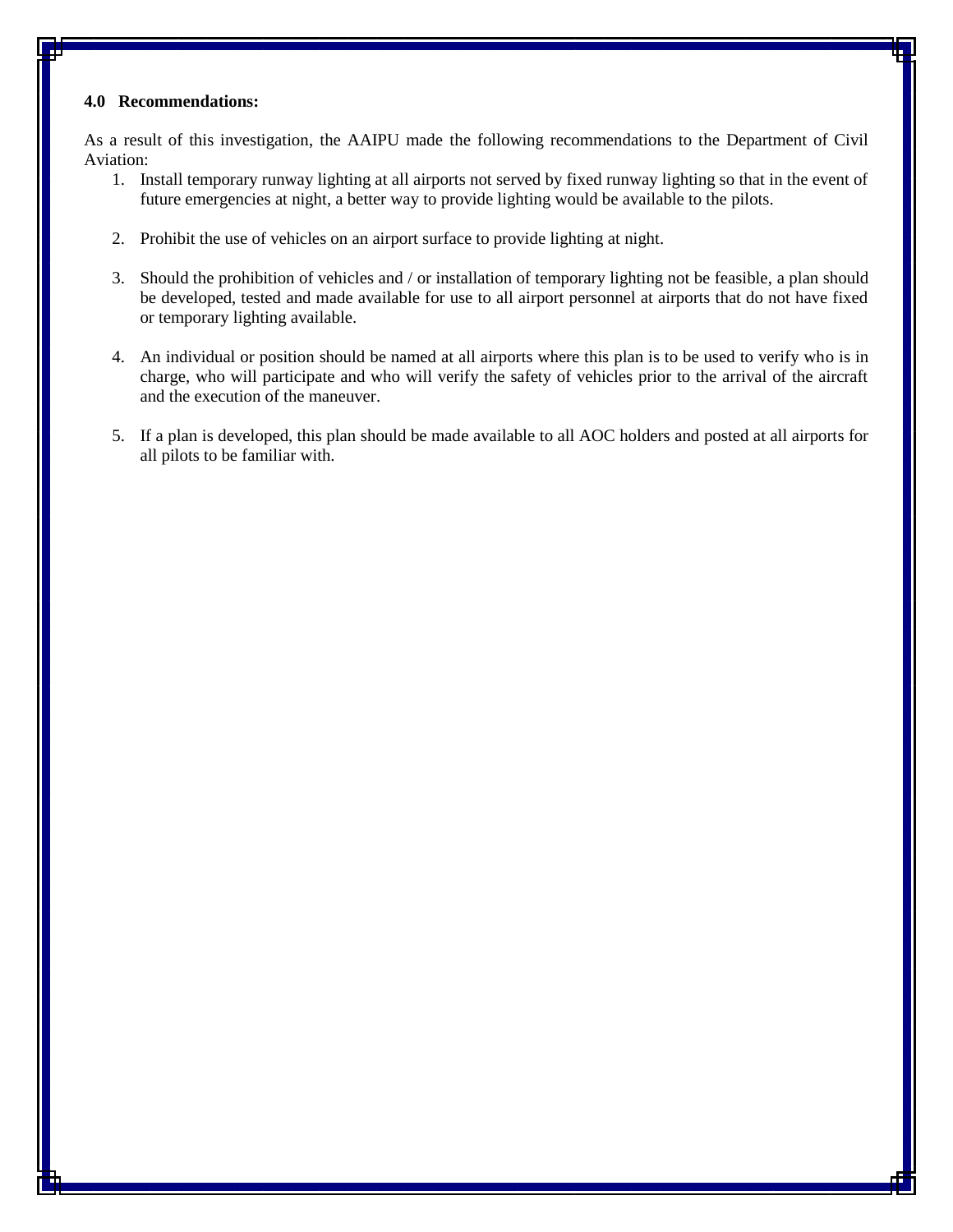### 4.0 Recommendations:

As a result of this investigation, the AAIPU made the following recommendations to the Department of Civil Aviation:

1. Install temporary runway lighting at all airports not served by fixed runway lighting so that in the event of future emergencies at night, a better way to provide lighting would be available to the pilots.

2. Prohibit the use of vehicles on an airport surface to provide lighting at night.

3. Should the prohibition of vehicles and / or installation of temporary lighting not be feasible, a plan should be developed, tested and made available for use to all airport personnel at airports that do not have fixed or temporary lighting available.

4. An individual or position should be named at all airports where this plan is to be used to verify who is in charge, who will participate and who will verify the safety of vehicles prior to the arrival of the aircraft and the execution of the maneuver.

5. If a plan is developed, this plan should be made available to all AOC holders and posted at all airports for all pilots to be familiar with.